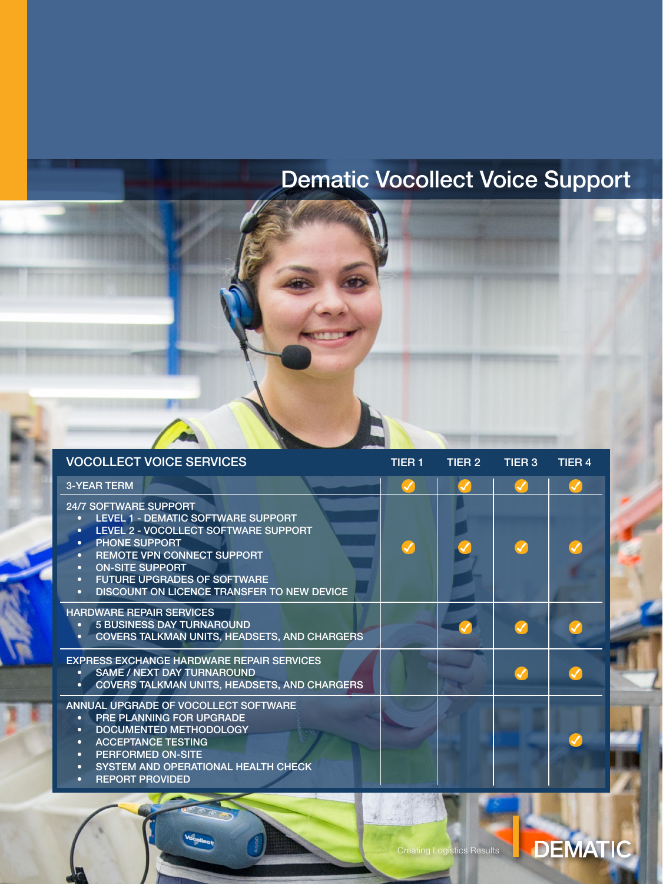# Dematic Vocollect Voice Support

| VOCOLLECT VOICE SERVICES | TIER 1 | TIER 2 | TIER 3 | TIER 4 |
|---|---|---|---|---|
| 3-YEAR TERM | ✓ | ✓ | ✓ | ✓ |
| 24/7 SOFTWARE SUPPORT<br>• LEVEL 1 - DEMATIC SOFTWARE SUPPORT<br>• LEVEL 2 - VOCOLLECT SOFTWARE SUPPORT<br>• PHONE SUPPORT<br>• REMOTE VPN CONNECT SUPPORT<br>• ON-SITE SUPPORT<br>• FUTURE UPGRADES OF SOFTWARE<br>• DISCOUNT ON LICENCE TRANSFER TO NEW DEVICE | ✓ | ✓ | ✓ | ✓ |
| HARDWARE REPAIR SERVICES<br>• 5 BUSINESS DAY TURNAROUND<br>• COVERS TALKMAN UNITS, HEADSETS, AND CHARGERS | | ✓ | ✓ | ✓ |
| EXPRESS EXCHANGE HARDWARE REPAIR SERVICES<br>• SAME / NEXT DAY TURNAROUND<br>• COVERS TALKMAN UNITS, HEADSETS, AND CHARGERS | | | ✓ | ✓ |
| ANNUAL UPGRADE OF VOCOLLECT SOFTWARE<br>• PRE PLANNING FOR UPGRADE<br>• DOCUMENTED METHODOLOGY<br>• ACCEPTANCE TESTING<br>• PERFORMED ON-SITE<br>• SYSTEM AND OPERATIONAL HEALTH CHECK<br>• REPORT PROVIDED | | | | ✓ |

Creating Logistics Results

DEMATIC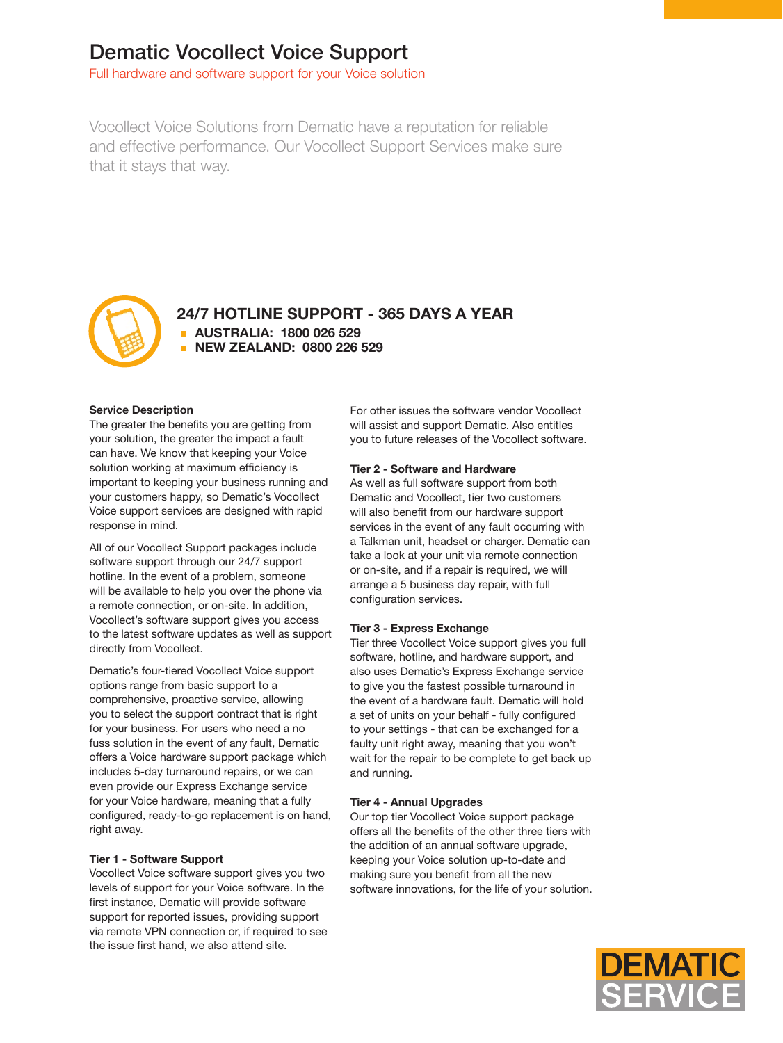# Dematic Vocollect Voice Support

Full hardware and software support for your Voice solution

Vocollect Voice Solutions from Dematic have a reputation for reliable and effective performance. Our Vocollect Support Services make sure that it stays that way.

## 24/7 HOTLINE SUPPORT - 365 DAYS A YEAR

- **AUSTRALIA: 1800 026 529**
- **NEW ZEALAND: 0800 226 529**

**Service Description**

The greater the benefits you are getting from your solution, the greater the impact a fault can have. We know that keeping your Voice solution working at maximum efficiency is important to keeping your business running and your customers happy, so Dematic's Vocollect Voice support services are designed with rapid response in mind.

All of our Vocollect Support packages include software support through our 24/7 support hotline. In the event of a problem, someone will be available to help you over the phone via a remote connection, or on-site. In addition, Vocollect's software support gives you access to the latest software updates as well as support directly from Vocollect.

Dematic's four-tiered Vocollect Voice support options range from basic support to a comprehensive, proactive service, allowing you to select the support contract that is right for your business. For users who need a no fuss solution in the event of any fault, Dematic offers a Voice hardware support package which includes 5-day turnaround repairs, or we can even provide our Express Exchange service for your Voice hardware, meaning that a fully configured, ready-to-go replacement is on hand, right away.

**Tier 1 - Software Support**

Vocollect Voice software support gives you two levels of support for your Voice software. In the first instance, Dematic will provide software support for reported issues, providing support via remote VPN connection or, if required to see the issue first hand, we also attend site.

For other issues the software vendor Vocollect will assist and support Dematic. Also entitles you to future releases of the Vocollect software.

**Tier 2 - Software and Hardware**

As well as full software support from both Dematic and Vocollect, tier two customers will also benefit from our hardware support services in the event of any fault occurring with a Talkman unit, headset or charger. Dematic can take a look at your unit via remote connection or on-site, and if a repair is required, we will arrange a 5 business day repair, with full configuration services.

**Tier 3 - Express Exchange**

Tier three Vocollect Voice support gives you full software, hotline, and hardware support, and also uses Dematic's Express Exchange service to give you the fastest possible turnaround in the event of a hardware fault. Dematic will hold a set of units on your behalf - fully configured to your settings - that can be exchanged for a faulty unit right away, meaning that you won't wait for the repair to be complete to get back up and running.

**Tier 4 - Annual Upgrades**

Our top tier Vocollect Voice support package offers all the benefits of the other three tiers with the addition of an annual software upgrade, keeping your Voice solution up-to-date and making sure you benefit from all the new software innovations, for the life of your solution.

DEMATIC SERVICE